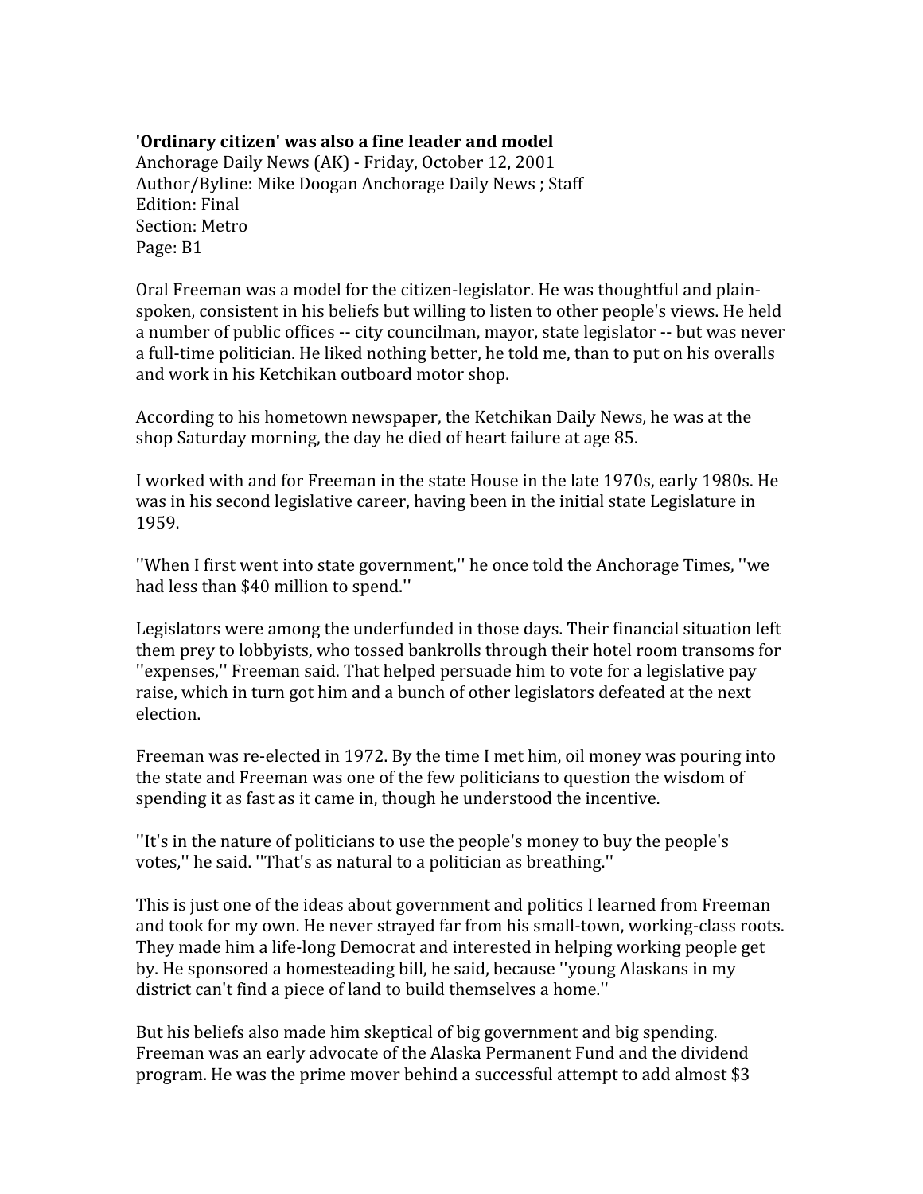**'Ordinary citizen' was also a fine leader and model**
Anchorage Daily News (AK) - Friday, October 12, 2001
Author/Byline: Mike Doogan Anchorage Daily News ; Staff
Edition: Final
Section: Metro
Page: B1

Oral Freeman was a model for the citizen-legislator. He was thoughtful and plain-spoken, consistent in his beliefs but willing to listen to other people's views. He held a number of public offices -- city councilman, mayor, state legislator -- but was never a full-time politician. He liked nothing better, he told me, than to put on his overalls and work in his Ketchikan outboard motor shop.

According to his hometown newspaper, the Ketchikan Daily News, he was at the shop Saturday morning, the day he died of heart failure at age 85.

I worked with and for Freeman in the state House in the late 1970s, early 1980s. He was in his second legislative career, having been in the initial state Legislature in 1959.

''When I first went into state government,'' he once told the Anchorage Times, ''we had less than $40 million to spend.''

Legislators were among the underfunded in those days. Their financial situation left them prey to lobbyists, who tossed bankrolls through their hotel room transoms for ''expenses,'' Freeman said. That helped persuade him to vote for a legislative pay raise, which in turn got him and a bunch of other legislators defeated at the next election.

Freeman was re-elected in 1972. By the time I met him, oil money was pouring into the state and Freeman was one of the few politicians to question the wisdom of spending it as fast as it came in, though he understood the incentive.

''It's in the nature of politicians to use the people's money to buy the people's votes,'' he said. ''That's as natural to a politician as breathing.''

This is just one of the ideas about government and politics I learned from Freeman and took for my own. He never strayed far from his small-town, working-class roots. They made him a life-long Democrat and interested in helping working people get by. He sponsored a homesteading bill, he said, because ''young Alaskans in my district can't find a piece of land to build themselves a home.''

But his beliefs also made him skeptical of big government and big spending. Freeman was an early advocate of the Alaska Permanent Fund and the dividend program. He was the prime mover behind a successful attempt to add almost $3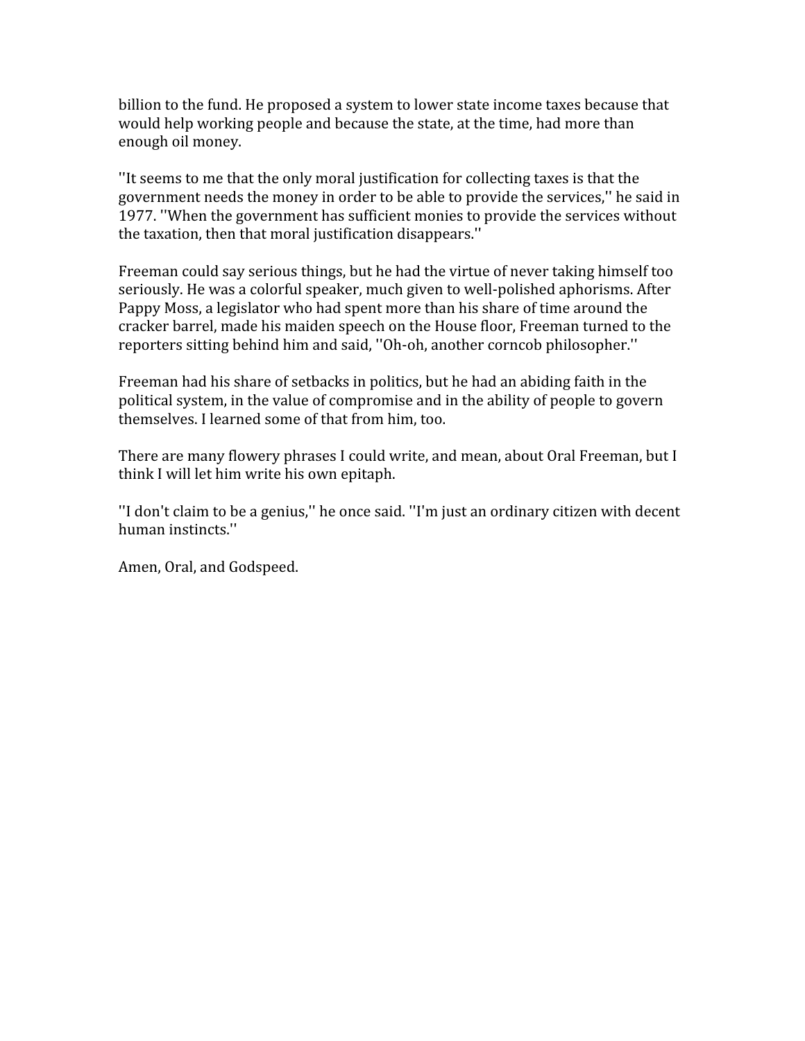billion to the fund. He proposed a system to lower state income taxes because that would help working people and because the state, at the time, had more than enough oil money.

''It seems to me that the only moral justification for collecting taxes is that the government needs the money in order to be able to provide the services,'' he said in 1977. ''When the government has sufficient monies to provide the services without the taxation, then that moral justification disappears.''

Freeman could say serious things, but he had the virtue of never taking himself too seriously. He was a colorful speaker, much given to well-polished aphorisms. After Pappy Moss, a legislator who had spent more than his share of time around the cracker barrel, made his maiden speech on the House floor, Freeman turned to the reporters sitting behind him and said, ''Oh-oh, another corncob philosopher.''

Freeman had his share of setbacks in politics, but he had an abiding faith in the political system, in the value of compromise and in the ability of people to govern themselves. I learned some of that from him, too.

There are many flowery phrases I could write, and mean, about Oral Freeman, but I think I will let him write his own epitaph.

''I don't claim to be a genius,'' he once said. ''I'm just an ordinary citizen with decent human instincts.''

Amen, Oral, and Godspeed.